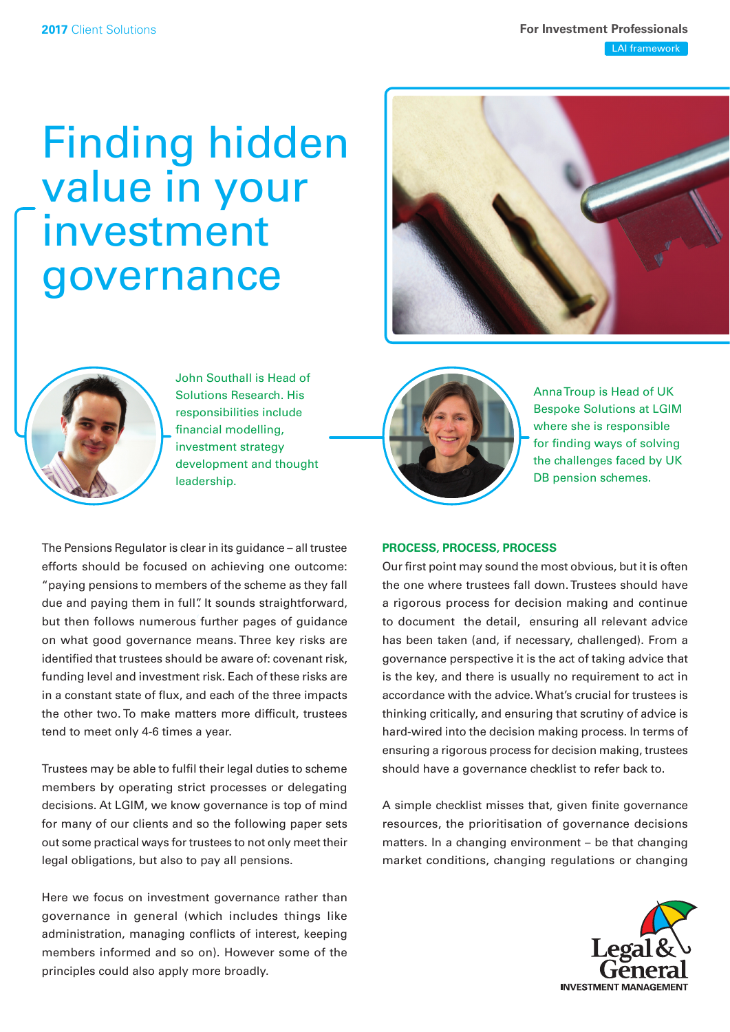2017 Client Solutions

For Investment Professionals

LAI framework

# Finding hidden value in your investment governance

John Southall is Head of Solutions Research. His responsibilities include financial modelling, investment strategy development and thought leadership.

Anna Troup is Head of UK Bespoke Solutions at LGIM where she is responsible for finding ways of solving the challenges faced by UK DB pension schemes.

The Pensions Regulator is clear in its guidance – all trustee efforts should be focused on achieving one outcome: "paying pensions to members of the scheme as they fall due and paying them in full". It sounds straightforward, but then follows numerous further pages of guidance on what good governance means. Three key risks are identified that trustees should be aware of: covenant risk, funding level and investment risk. Each of these risks are in a constant state of flux, and each of the three impacts the other two. To make matters more difficult, trustees tend to meet only 4-6 times a year.

Trustees may be able to fulfil their legal duties to scheme members by operating strict processes or delegating decisions. At LGIM, we know governance is top of mind for many of our clients and so the following paper sets out some practical ways for trustees to not only meet their legal obligations, but also to pay all pensions.

Here we focus on investment governance rather than governance in general (which includes things like administration, managing conflicts of interest, keeping members informed and so on). However some of the principles could also apply more broadly.

## PROCESS, PROCESS, PROCESS

Our first point may sound the most obvious, but it is often the one where trustees fall down. Trustees should have a rigorous process for decision making and continue to document the detail, ensuring all relevant advice has been taken (and, if necessary, challenged). From a governance perspective it is the act of taking advice that is the key, and there is usually no requirement to act in accordance with the advice. What's crucial for trustees is thinking critically, and ensuring that scrutiny of advice is hard-wired into the decision making process. In terms of ensuring a rigorous process for decision making, trustees should have a governance checklist to refer back to.

A simple checklist misses that, given finite governance resources, the prioritisation of governance decisions matters. In a changing environment – be that changing market conditions, changing regulations or changing

Legal & General INVESTMENT MANAGEMENT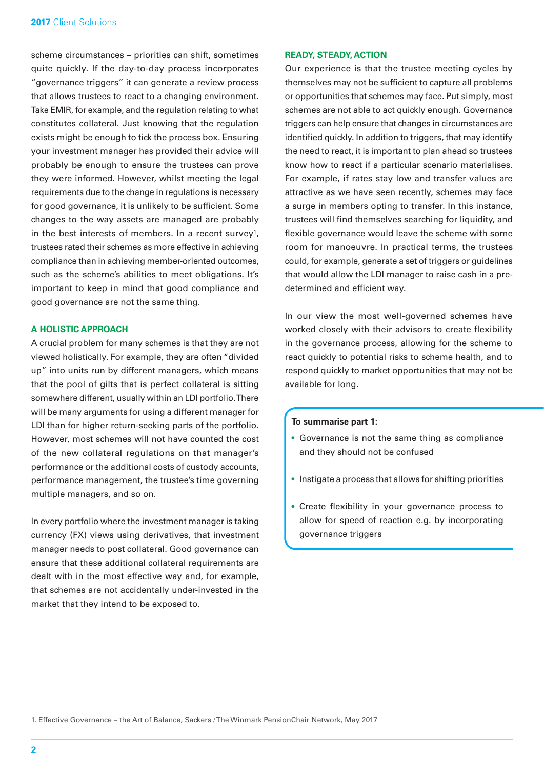scheme circumstances – priorities can shift, sometimes quite quickly. If the day-to-day process incorporates "governance triggers" it can generate a review process that allows trustees to react to a changing environment. Take EMIR, for example, and the regulation relating to what constitutes collateral. Just knowing that the regulation exists might be enough to tick the process box. Ensuring your investment manager has provided their advice will probably be enough to ensure the trustees can prove they were informed. However, whilst meeting the legal requirements due to the change in regulations is necessary for good governance, it is unlikely to be sufficient. Some changes to the way assets are managed are probably in the best interests of members. In a recent survey[1], trustees rated their schemes as more effective in achieving compliance than in achieving member-oriented outcomes, such as the scheme's abilities to meet obligations. It's important to keep in mind that good compliance and good governance are not the same thing.

## A HOLISTIC APPROACH

A crucial problem for many schemes is that they are not viewed holistically. For example, they are often "divided up" into units run by different managers, which means that the pool of gilts that is perfect collateral is sitting somewhere different, usually within an LDI portfolio. There will be many arguments for using a different manager for LDI than for higher return-seeking parts of the portfolio. However, most schemes will not have counted the cost of the new collateral regulations on that manager's performance or the additional costs of custody accounts, performance management, the trustee's time governing multiple managers, and so on.

In every portfolio where the investment manager is taking currency (FX) views using derivatives, that investment manager needs to post collateral. Good governance can ensure that these additional collateral requirements are dealt with in the most effective way and, for example, that schemes are not accidentally under-invested in the market that they intend to be exposed to.

## READY, STEADY, ACTION

Our experience is that the trustee meeting cycles by themselves may not be sufficient to capture all problems or opportunities that schemes may face. Put simply, most schemes are not able to act quickly enough. Governance triggers can help ensure that changes in circumstances are identified quickly. In addition to triggers, that may identify the need to react, it is important to plan ahead so trustees know how to react if a particular scenario materialises. For example, if rates stay low and transfer values are attractive as we have seen recently, schemes may face a surge in members opting to transfer. In this instance, trustees will find themselves searching for liquidity, and flexible governance would leave the scheme with some room for manoeuvre. In practical terms, the trustees could, for example, generate a set of triggers or guidelines that would allow the LDI manager to raise cash in a pre-determined and efficient way.

In our view the most well-governed schemes have worked closely with their advisors to create flexibility in the governance process, allowing for the scheme to react quickly to potential risks to scheme health, and to respond quickly to market opportunities that may not be available for long.

**To summarise part 1:**

- Governance is not the same thing as compliance and they should not be confused
- Instigate a process that allows for shifting priorities
- Create flexibility in your governance process to allow for speed of reaction e.g. by incorporating governance triggers

1. Effective Governance – the Art of Balance, Sackers / The Winmark PensionChair Network, May 2017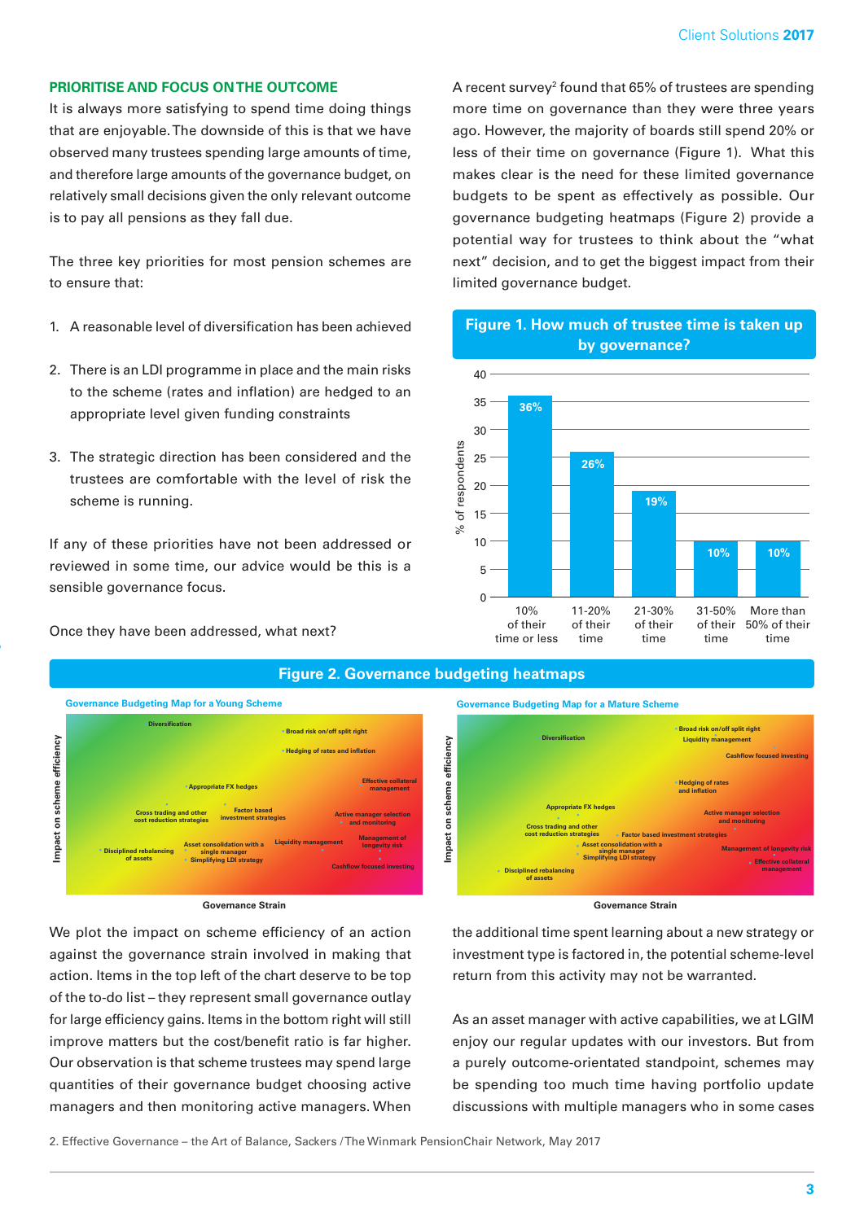## PRIORITISE AND FOCUS ON THE OUTCOME

It is always more satisfying to spend time doing things that are enjoyable. The downside of this is that we have observed many trustees spending large amounts of time, and therefore large amounts of the governance budget, on relatively small decisions given the only relevant outcome is to pay all pensions as they fall due.

The three key priorities for most pension schemes are to ensure that:

1. A reasonable level of diversification has been achieved
2. There is an LDI programme in place and the main risks to the scheme (rates and inflation) are hedged to an appropriate level given funding constraints
3. The strategic direction has been considered and the trustees are comfortable with the level of risk the scheme is running.

If any of these priorities have not been addressed or reviewed in some time, our advice would be this is a sensible governance focus.

Once they have been addressed, what next?

A recent survey[2] found that 65% of trustees are spending more time on governance than they were three years ago. However, the majority of boards still spend 20% or less of their time on governance (Figure 1). What this makes clear is the need for these limited governance budgets to be spent as effectively as possible. Our governance budgeting heatmaps (Figure 2) provide a potential way for trustees to think about the "what next" decision, and to get the biggest impact from their limited governance budget.

**Figure 1. How much of trustee time is taken up by governance?**

| Time spent on governance | % of respondents |
|---|---|
| 10% of their time or less | 36% |
| 11-20% of their time | 26% |
| 21-30% of their time | 19% |
| 31-50% of their time | 10% |
| More than 50% of their time | 10% |

**Figure 2. Governance budgeting heatmaps**

Governance Budgeting Map for a Young Scheme

Governance Budgeting Map for a Mature Scheme

We plot the impact on scheme efficiency of an action against the governance strain involved in making that action. Items in the top left of the chart deserve to be top of the to-do list – they represent small governance outlay for large efficiency gains. Items in the bottom right will still improve matters but the cost/benefit ratio is far higher. Our observation is that scheme trustees may spend large quantities of their governance budget choosing active managers and then monitoring active managers. When the additional time spent learning about a new strategy or investment type is factored in, the potential scheme-level return from this activity may not be warranted.

As an asset manager with active capabilities, we at LGIM enjoy our regular updates with our investors. But from a purely outcome-orientated standpoint, schemes may be spending too much time having portfolio update discussions with multiple managers who in some cases

2. Effective Governance – the Art of Balance, Sackers / The Winmark PensionChair Network, May 2017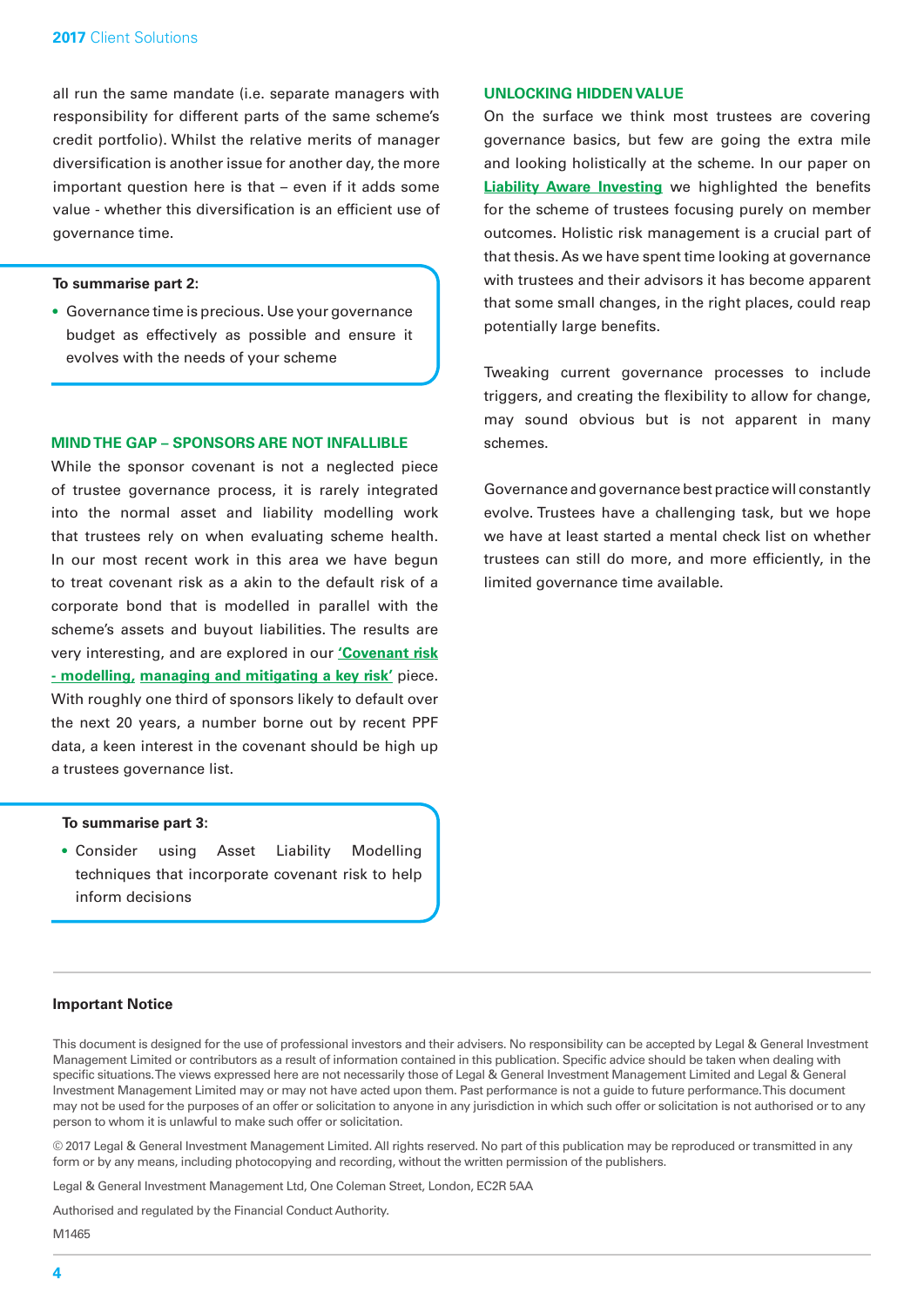all run the same mandate (i.e. separate managers with responsibility for different parts of the same scheme's credit portfolio). Whilst the relative merits of manager diversification is another issue for another day, the more important question here is that – even if it adds some value - whether this diversification is an efficient use of governance time.

**To summarise part 2:**

- Governance time is precious. Use your governance budget as effectively as possible and ensure it evolves with the needs of your scheme

## MIND THE GAP – SPONSORS ARE NOT INFALLIBLE

While the sponsor covenant is not a neglected piece of trustee governance process, it is rarely integrated into the normal asset and liability modelling work that trustees rely on when evaluating scheme health. In our most recent work in this area we have begun to treat covenant risk as a akin to the default risk of a corporate bond that is modelled in parallel with the scheme's assets and buyout liabilities. The results are very interesting, and are explored in our **'Covenant risk - modelling, managing and mitigating a key risk'** piece. With roughly one third of sponsors likely to default over the next 20 years, a number borne out by recent PPF data, a keen interest in the covenant should be high up a trustees governance list.

**To summarise part 3:**

- Consider using Asset Liability Modelling techniques that incorporate covenant risk to help inform decisions

## UNLOCKING HIDDEN VALUE

On the surface we think most trustees are covering governance basics, but few are going the extra mile and looking holistically at the scheme. In our paper on **Liability Aware Investing** we highlighted the benefits for the scheme of trustees focusing purely on member outcomes. Holistic risk management is a crucial part of that thesis. As we have spent time looking at governance with trustees and their advisors it has become apparent that some small changes, in the right places, could reap potentially large benefits.

Tweaking current governance processes to include triggers, and creating the flexibility to allow for change, may sound obvious but is not apparent in many schemes.

Governance and governance best practice will constantly evolve. Trustees have a challenging task, but we hope we have at least started a mental check list on whether trustees can still do more, and more efficiently, in the limited governance time available.

**Important Notice**

This document is designed for the use of professional investors and their advisers. No responsibility can be accepted by Legal & General Investment Management Limited or contributors as a result of information contained in this publication. Specific advice should be taken when dealing with specific situations. The views expressed here are not necessarily those of Legal & General Investment Management Limited and Legal & General Investment Management Limited may or may not have acted upon them. Past performance is not a guide to future performance. This document may not be used for the purposes of an offer or solicitation to anyone in any jurisdiction in which such offer or solicitation is not authorised or to any person to whom it is unlawful to make such offer or solicitation.

© 2017 Legal & General Investment Management Limited. All rights reserved. No part of this publication may be reproduced or transmitted in any form or by any means, including photocopying and recording, without the written permission of the publishers.

Legal & General Investment Management Ltd, One Coleman Street, London, EC2R 5AA

Authorised and regulated by the Financial Conduct Authority.

M1465